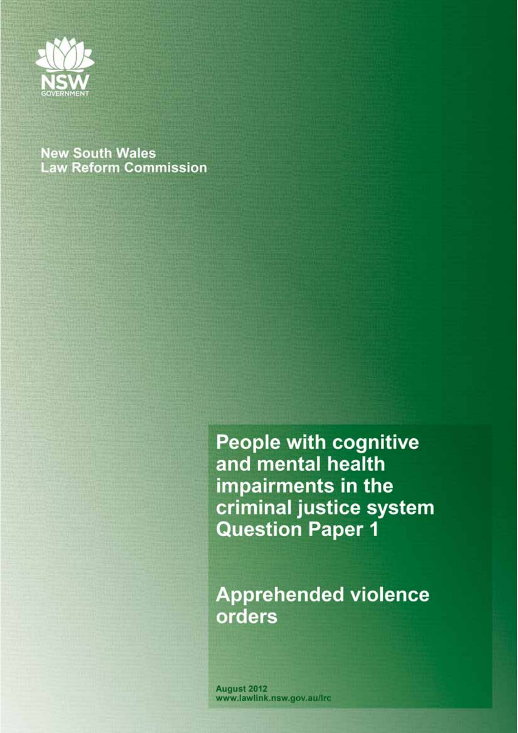NSW GOVERNMENT

New South Wales
Law Reform Commission

# People with cognitive and mental health impairments in the criminal justice system Question Paper 1

## Apprehended violence orders

August 2012
www.lawlink.nsw.gov.au/lrc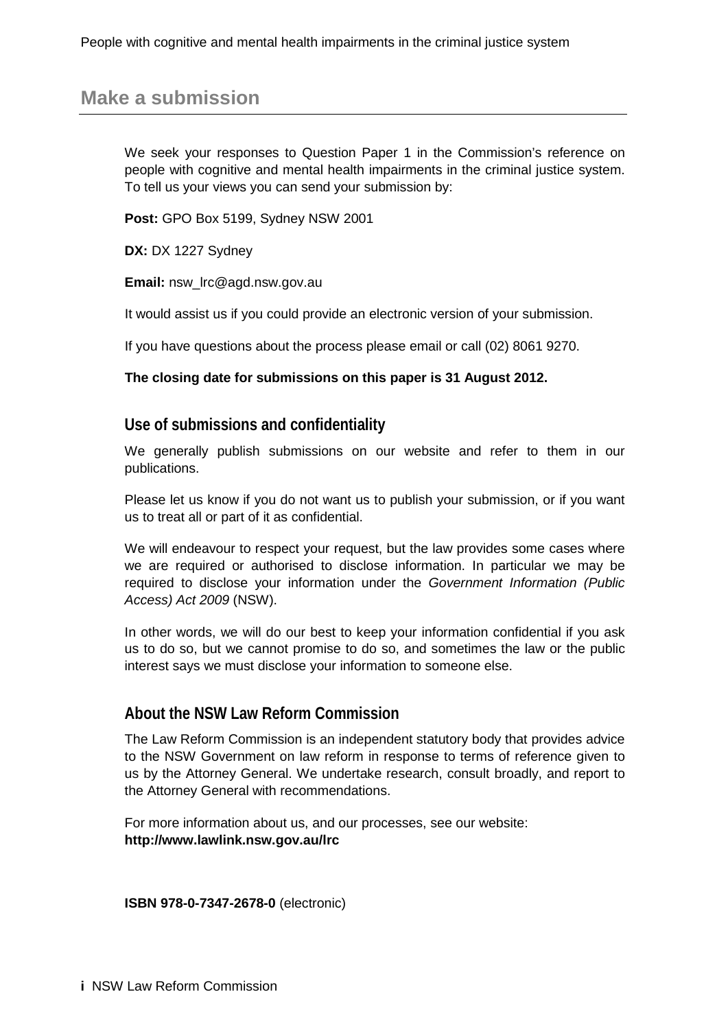## Make a submission

We seek your responses to Question Paper 1 in the Commission's reference on people with cognitive and mental health impairments in the criminal justice system. To tell us your views you can send your submission by:

**Post:** GPO Box 5199, Sydney NSW 2001

**DX:** DX 1227 Sydney

**Email:** nsw_lrc@agd.nsw.gov.au

It would assist us if you could provide an electronic version of your submission.

If you have questions about the process please email or call (02) 8061 9270.

**The closing date for submissions on this paper is 31 August 2012.**

### Use of submissions and confidentiality

We generally publish submissions on our website and refer to them in our publications.

Please let us know if you do not want us to publish your submission, or if you want us to treat all or part of it as confidential.

We will endeavour to respect your request, but the law provides some cases where we are required or authorised to disclose information. In particular we may be required to disclose your information under the *Government Information (Public Access) Act 2009* (NSW).

In other words, we will do our best to keep your information confidential if you ask us to do so, but we cannot promise to do so, and sometimes the law or the public interest says we must disclose your information to someone else.

### About the NSW Law Reform Commission

The Law Reform Commission is an independent statutory body that provides advice to the NSW Government on law reform in response to terms of reference given to us by the Attorney General. We undertake research, consult broadly, and report to the Attorney General with recommendations.

For more information about us, and our processes, see our website:
**http://www.lawlink.nsw.gov.au/lrc**

**ISBN 978-0-7347-2678-0** (electronic)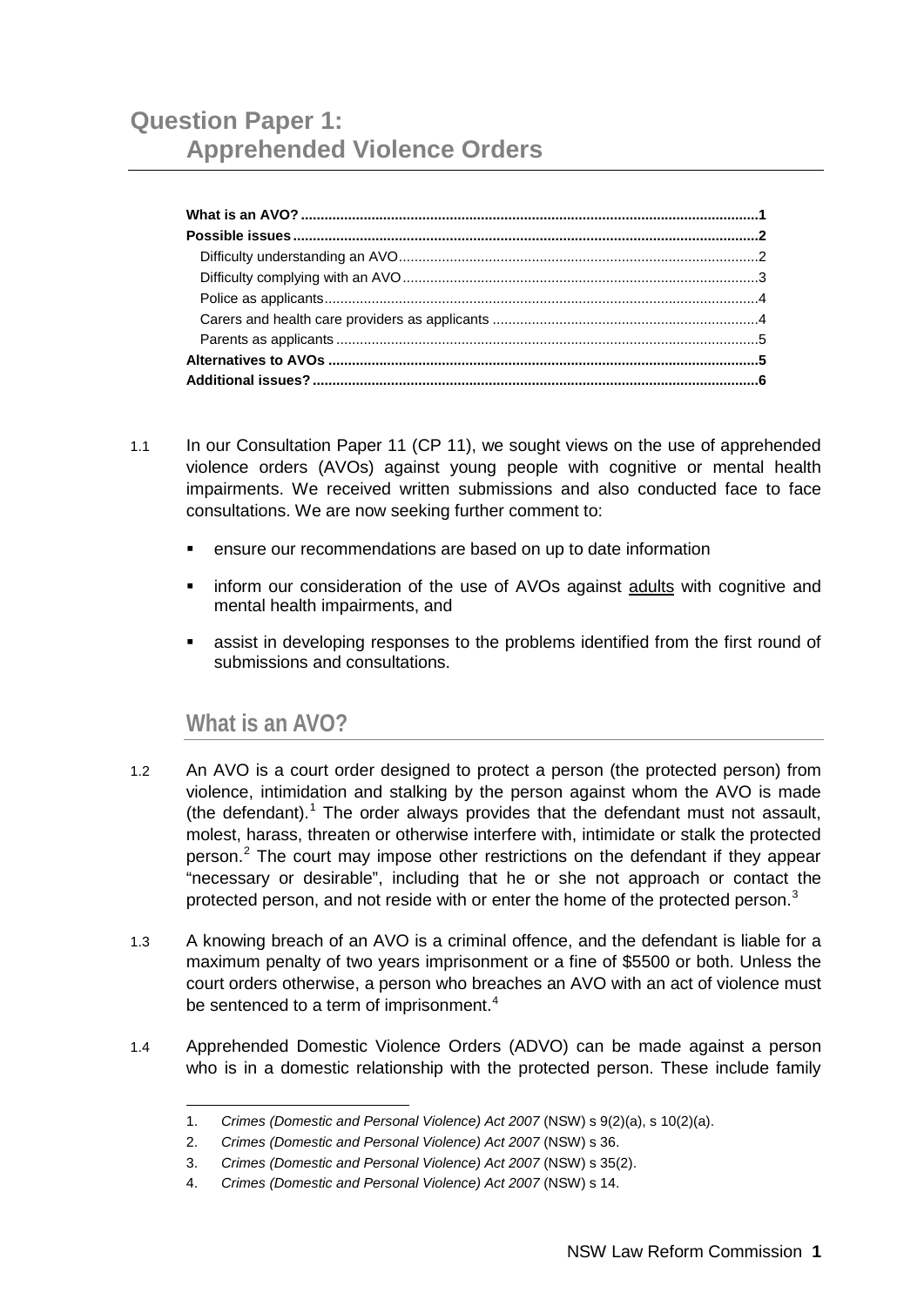# Question Paper 1: Apprehended Violence Orders

**What is an AVO?** ....................................................................................................................1
**Possible issues** ......................................................................................................................2
Difficulty understanding an AVO...........................................................................................2
Difficulty complying with an AVO..........................................................................................3
Police as applicants...............................................................................................................4
Carers and health care providers as applicants ...................................................................4
Parents as applicants ...........................................................................................................5
**Alternatives to AVOs** .............................................................................................................5
**Additional issues?** .................................................................................................................6

1.1 In our Consultation Paper 11 (CP 11), we sought views on the use of apprehended violence orders (AVOs) against young people with cognitive or mental health impairments. We received written submissions and also conducted face to face consultations. We are now seeking further comment to:

- ensure our recommendations are based on up to date information
- inform our consideration of the use of AVOs against adults with cognitive and mental health impairments, and
- assist in developing responses to the problems identified from the first round of submissions and consultations.

## What is an AVO?

1.2 An AVO is a court order designed to protect a person (the protected person) from violence, intimidation and stalking by the person against whom the AVO is made (the defendant).[1] The order always provides that the defendant must not assault, molest, harass, threaten or otherwise interfere with, intimidate or stalk the protected person.[2] The court may impose other restrictions on the defendant if they appear "necessary or desirable", including that he or she not approach or contact the protected person, and not reside with or enter the home of the protected person.[3]

1.3 A knowing breach of an AVO is a criminal offence, and the defendant is liable for a maximum penalty of two years imprisonment or a fine of $5500 or both. Unless the court orders otherwise, a person who breaches an AVO with an act of violence must be sentenced to a term of imprisonment.[4]

1.4 Apprehended Domestic Violence Orders (ADVO) can be made against a person who is in a domestic relationship with the protected person. These include family

1. *Crimes (Domestic and Personal Violence) Act 2007* (NSW) s 9(2)(a), s 10(2)(a).
2. *Crimes (Domestic and Personal Violence) Act 2007* (NSW) s 36.
3. *Crimes (Domestic and Personal Violence) Act 2007* (NSW) s 35(2).
4. *Crimes (Domestic and Personal Violence) Act 2007* (NSW) s 14.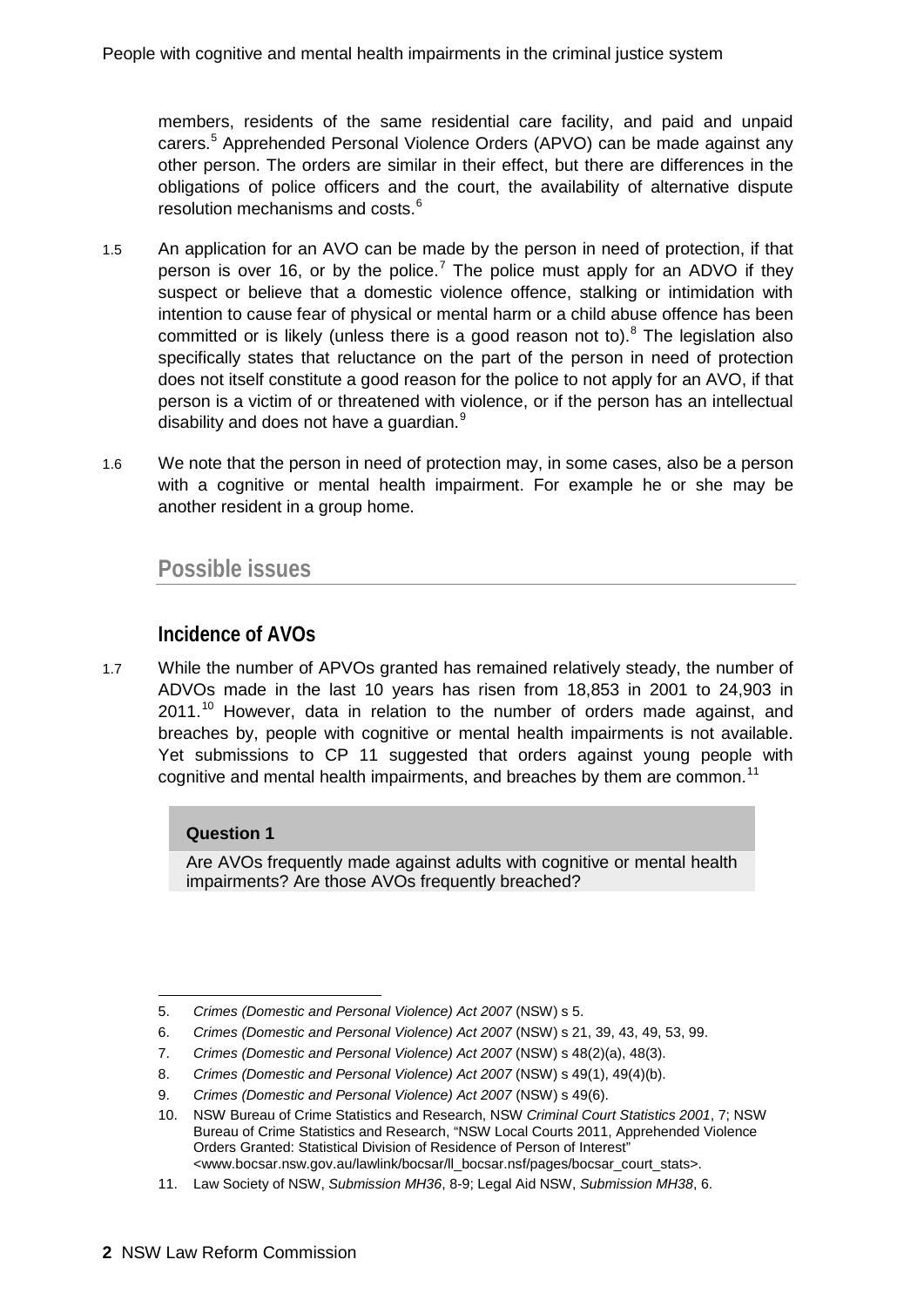members, residents of the same residential care facility, and paid and unpaid carers.[5] Apprehended Personal Violence Orders (APVO) can be made against any other person. The orders are similar in their effect, but there are differences in the obligations of police officers and the court, the availability of alternative dispute resolution mechanisms and costs.[6]

1.5 An application for an AVO can be made by the person in need of protection, if that person is over 16, or by the police.[7] The police must apply for an ADVO if they suspect or believe that a domestic violence offence, stalking or intimidation with intention to cause fear of physical or mental harm or a child abuse offence has been committed or is likely (unless there is a good reason not to).[8] The legislation also specifically states that reluctance on the part of the person in need of protection does not itself constitute a good reason for the police to not apply for an AVO, if that person is a victim of or threatened with violence, or if the person has an intellectual disability and does not have a guardian.[9]

1.6 We note that the person in need of protection may, in some cases, also be a person with a cognitive or mental health impairment. For example he or she may be another resident in a group home.

## Possible issues

### Incidence of AVOs

1.7 While the number of APVOs granted has remained relatively steady, the number of ADVOs made in the last 10 years has risen from 18,853 in 2001 to 24,903 in 2011.[10] However, data in relation to the number of orders made against, and breaches by, people with cognitive or mental health impairments is not available. Yet submissions to CP 11 suggested that orders against young people with cognitive and mental health impairments, and breaches by them are common.[11]

**Question 1**

Are AVOs frequently made against adults with cognitive or mental health impairments? Are those AVOs frequently breached?

---

5. *Crimes (Domestic and Personal Violence) Act 2007* (NSW) s 5.
6. *Crimes (Domestic and Personal Violence) Act 2007* (NSW) s 21, 39, 43, 49, 53, 99.
7. *Crimes (Domestic and Personal Violence) Act 2007* (NSW) s 48(2)(a), 48(3).
8. *Crimes (Domestic and Personal Violence) Act 2007* (NSW) s 49(1), 49(4)(b).
9. *Crimes (Domestic and Personal Violence) Act 2007* (NSW) s 49(6).
10. NSW Bureau of Crime Statistics and Research, NSW *Criminal Court Statistics 2001*, 7; NSW Bureau of Crime Statistics and Research, "NSW Local Courts 2011, Apprehended Violence Orders Granted: Statistical Division of Residence of Person of Interest" <www.bocsar.nsw.gov.au/lawlink/bocsar/ll_bocsar.nsf/pages/bocsar_court_stats>.
11. Law Society of NSW, *Submission MH36*, 8-9; Legal Aid NSW, *Submission MH38*, 6.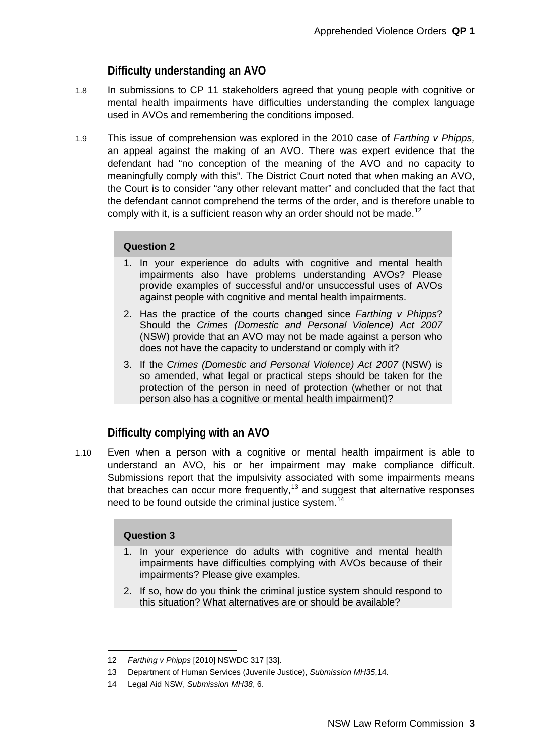## Difficulty understanding an AVO

1.8 In submissions to CP 11 stakeholders agreed that young people with cognitive or mental health impairments have difficulties understanding the complex language used in AVOs and remembering the conditions imposed.

1.9 This issue of comprehension was explored in the 2010 case of *Farthing v Phipps,* an appeal against the making of an AVO. There was expert evidence that the defendant had "no conception of the meaning of the AVO and no capacity to meaningfully comply with this". The District Court noted that when making an AVO, the Court is to consider "any other relevant matter" and concluded that the fact that the defendant cannot comprehend the terms of the order, and is therefore unable to comply with it, is a sufficient reason why an order should not be made.[12]

> **Question 2**
>
> 1. In your experience do adults with cognitive and mental health impairments also have problems understanding AVOs? Please provide examples of successful and/or unsuccessful uses of AVOs against people with cognitive and mental health impairments.
> 2. Has the practice of the courts changed since *Farthing v Phipps*? Should the *Crimes (Domestic and Personal Violence) Act 2007* (NSW) provide that an AVO may not be made against a person who does not have the capacity to understand or comply with it?
> 3. If the *Crimes (Domestic and Personal Violence) Act 2007* (NSW) is so amended, what legal or practical steps should be taken for the protection of the person in need of protection (whether or not that person also has a cognitive or mental health impairment)?

## Difficulty complying with an AVO

1.10 Even when a person with a cognitive or mental health impairment is able to understand an AVO, his or her impairment may make compliance difficult. Submissions report that the impulsivity associated with some impairments means that breaches can occur more frequently,[13] and suggest that alternative responses need to be found outside the criminal justice system.[14]

> **Question 3**
>
> 1. In your experience do adults with cognitive and mental health impairments have difficulties complying with AVOs because of their impairments? Please give examples.
> 2. If so, how do you think the criminal justice system should respond to this situation? What alternatives are or should be available?

---

12 *Farthing v Phipps* [2010] NSWDC 317 [33].

13 Department of Human Services (Juvenile Justice), *Submission MH35*,14.

14 Legal Aid NSW, *Submission MH38*, 6.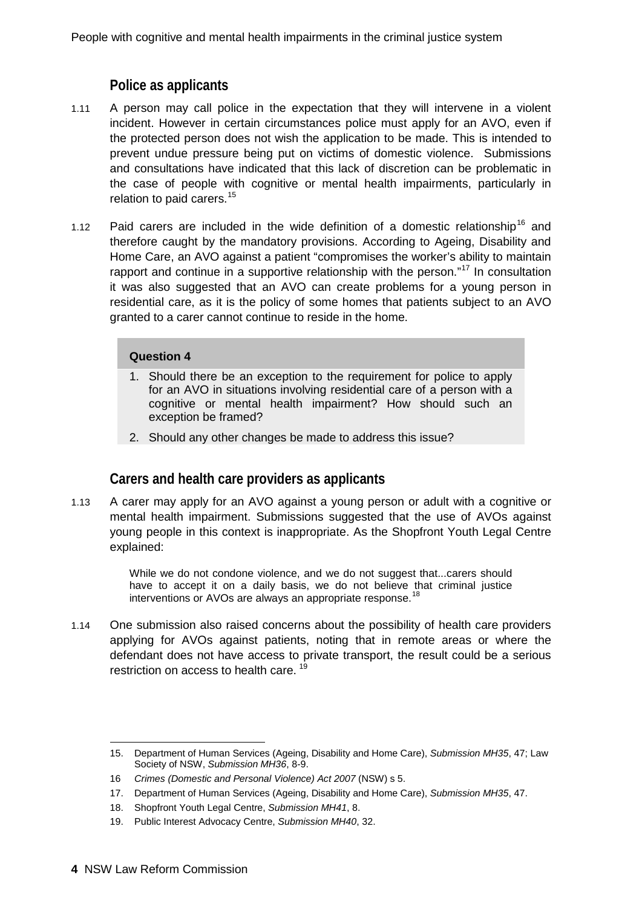### Police as applicants

1.11 A person may call police in the expectation that they will intervene in a violent incident. However in certain circumstances police must apply for an AVO, even if the protected person does not wish the application to be made. This is intended to prevent undue pressure being put on victims of domestic violence. Submissions and consultations have indicated that this lack of discretion can be problematic in the case of people with cognitive or mental health impairments, particularly in relation to paid carers.[15]

1.12 Paid carers are included in the wide definition of a domestic relationship[16] and therefore caught by the mandatory provisions. According to Ageing, Disability and Home Care, an AVO against a patient "compromises the worker's ability to maintain rapport and continue in a supportive relationship with the person."[17] In consultation it was also suggested that an AVO can create problems for a young person in residential care, as it is the policy of some homes that patients subject to an AVO granted to a carer cannot continue to reside in the home.

> **Question 4**
>
> 1. Should there be an exception to the requirement for police to apply for an AVO in situations involving residential care of a person with a cognitive or mental health impairment? How should such an exception be framed?
> 2. Should any other changes be made to address this issue?

### Carers and health care providers as applicants

1.13 A carer may apply for an AVO against a young person or adult with a cognitive or mental health impairment. Submissions suggested that the use of AVOs against young people in this context is inappropriate. As the Shopfront Youth Legal Centre explained:

> While we do not condone violence, and we do not suggest that...carers should have to accept it on a daily basis, we do not believe that criminal justice interventions or AVOs are always an appropriate response.[18]

1.14 One submission also raised concerns about the possibility of health care providers applying for AVOs against patients, noting that in remote areas or where the defendant does not have access to private transport, the result could be a serious restriction on access to health care.[19]

---

15. Department of Human Services (Ageing, Disability and Home Care), *Submission MH35*, 47; Law Society of NSW, *Submission MH36*, 8-9.
16. *Crimes (Domestic and Personal Violence) Act 2007* (NSW) s 5.
17. Department of Human Services (Ageing, Disability and Home Care), *Submission MH35*, 47.
18. Shopfront Youth Legal Centre, *Submission MH41*, 8.
19. Public Interest Advocacy Centre, *Submission MH40*, 32.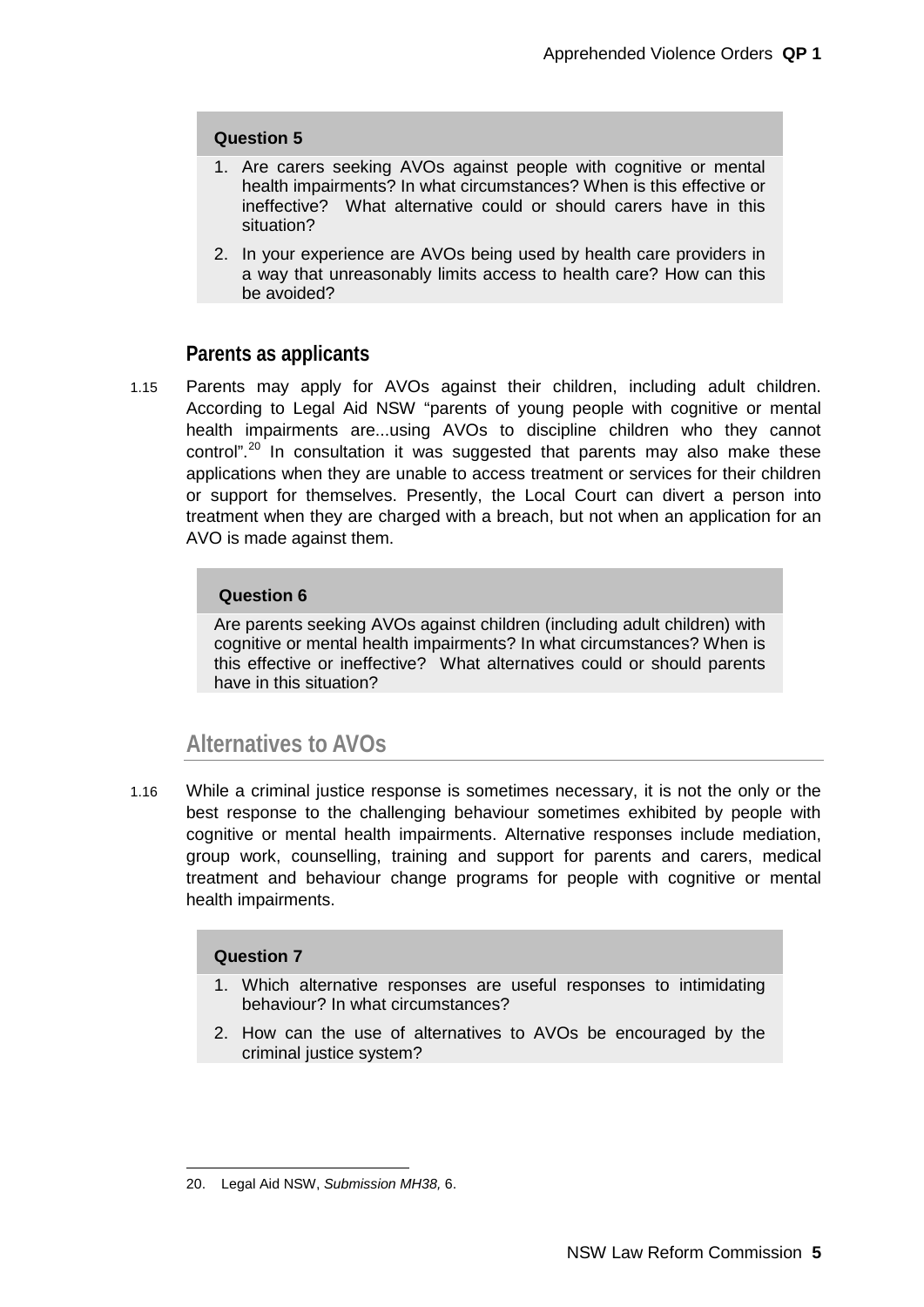**Question 5**

1. Are carers seeking AVOs against people with cognitive or mental health impairments? In what circumstances? When is this effective or ineffective? What alternative could or should carers have in this situation?
2. In your experience are AVOs being used by health care providers in a way that unreasonably limits access to health care? How can this be avoided?

### Parents as applicants

1.15 Parents may apply for AVOs against their children, including adult children. According to Legal Aid NSW "parents of young people with cognitive or mental health impairments are...using AVOs to discipline children who they cannot control".[20] In consultation it was suggested that parents may also make these applications when they are unable to access treatment or services for their children or support for themselves. Presently, the Local Court can divert a person into treatment when they are charged with a breach, but not when an application for an AVO is made against them.

**Question 6**

Are parents seeking AVOs against children (including adult children) with cognitive or mental health impairments? In what circumstances? When is this effective or ineffective? What alternatives could or should parents have in this situation?

## Alternatives to AVOs

1.16 While a criminal justice response is sometimes necessary, it is not the only or the best response to the challenging behaviour sometimes exhibited by people with cognitive or mental health impairments. Alternative responses include mediation, group work, counselling, training and support for parents and carers, medical treatment and behaviour change programs for people with cognitive or mental health impairments.

**Question 7**

1. Which alternative responses are useful responses to intimidating behaviour? In what circumstances?
2. How can the use of alternatives to AVOs be encouraged by the criminal justice system?

---

20. Legal Aid NSW, *Submission MH38,* 6.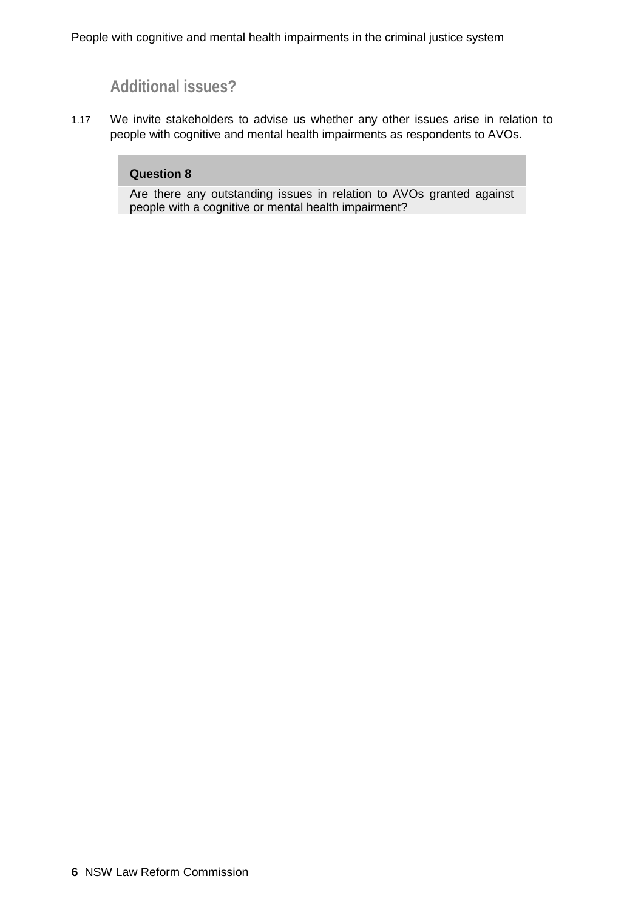## Additional issues?

1.17 We invite stakeholders to advise us whether any other issues arise in relation to people with cognitive and mental health impairments as respondents to AVOs.

**Question 8**

Are there any outstanding issues in relation to AVOs granted against people with a cognitive or mental health impairment?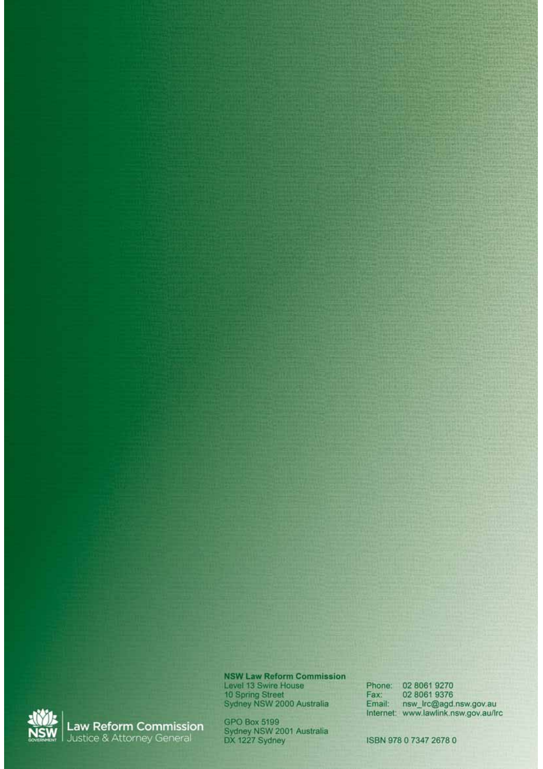NSW Law Reform Commission
Justice & Attorney General

**NSW Law Reform Commission**
Level 13 Swire House
10 Spring Street
Sydney NSW 2000 Australia

GPO Box 5199
Sydney NSW 2001 Australia
DX 1227 Sydney

Phone: 02 8061 9270
Fax: 02 8061 9376
Email: nsw_lrc@agd.nsw.gov.au
Internet: www.lawlink.nsw.gov.au/lrc

ISBN 978 0 7347 2678 0